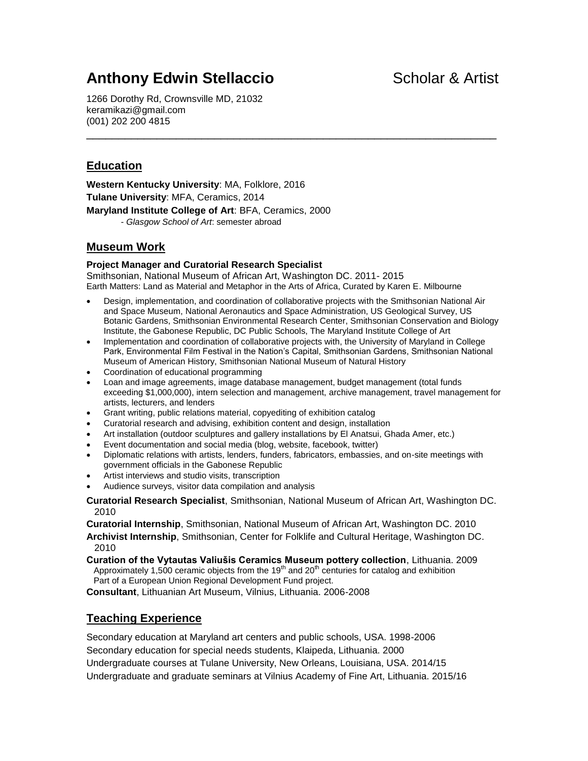# Anthony Edwin Stellaccio Scholar & Artist

1266 Dorothy Rd, Crownsville MD, 21032
keramikazi@gmail.com
(001) 202 200 4815

---

## Education

**Western Kentucky University**: MA, Folklore, 2016
**Tulane University**: MFA, Ceramics, 2014
**Maryland Institute College of Art**: BFA, Ceramics, 2000
- *Glasgow School of Art*: semester abroad

## Museum Work

**Project Manager and Curatorial Research Specialist**
Smithsonian, National Museum of African Art, Washington DC. 2011- 2015
Earth Matters: Land as Material and Metaphor in the Arts of Africa, Curated by Karen E. Milbourne

- Design, implementation, and coordination of collaborative projects with the Smithsonian National Air and Space Museum, National Aeronautics and Space Administration, US Geological Survey, US Botanic Gardens, Smithsonian Environmental Research Center, Smithsonian Conservation and Biology Institute, the Gabonese Republic, DC Public Schools, The Maryland Institute College of Art
- Implementation and coordination of collaborative projects with, the University of Maryland in College Park, Environmental Film Festival in the Nation's Capital, Smithsonian Gardens, Smithsonian National Museum of American History, Smithsonian National Museum of Natural History
- Coordination of educational programming
- Loan and image agreements, image database management, budget management (total funds exceeding $1,000,000), intern selection and management, archive management, travel management for artists, lecturers, and lenders
- Grant writing, public relations material, copyediting of exhibition catalog
- Curatorial research and advising, exhibition content and design, installation
- Art installation (outdoor sculptures and gallery installations by El Anatsui, Ghada Amer, etc.)
- Event documentation and social media (blog, website, facebook, twitter)
- Diplomatic relations with artists, lenders, funders, fabricators, embassies, and on-site meetings with government officials in the Gabonese Republic
- Artist interviews and studio visits, transcription
- Audience surveys, visitor data compilation and analysis

**Curatorial Research Specialist**, Smithsonian, National Museum of African Art, Washington DC. 2010

**Curatorial Internship**, Smithsonian, National Museum of African Art, Washington DC. 2010

**Archivist Internship**, Smithsonian, Center for Folklife and Cultural Heritage, Washington DC. 2010

**Curation of the Vytautas Valiušis Ceramics Museum pottery collection**, Lithuania. 2009
Approximately 1,500 ceramic objects from the 19th and 20th centuries for catalog and exhibition
Part of a European Union Regional Development Fund project.

**Consultant**, Lithuanian Art Museum, Vilnius, Lithuania. 2006-2008

## Teaching Experience

Secondary education at Maryland art centers and public schools, USA. 1998-2006
Secondary education for special needs students, Klaipeda, Lithuania. 2000
Undergraduate courses at Tulane University, New Orleans, Louisiana, USA. 2014/15
Undergraduate and graduate seminars at Vilnius Academy of Fine Art, Lithuania. 2015/16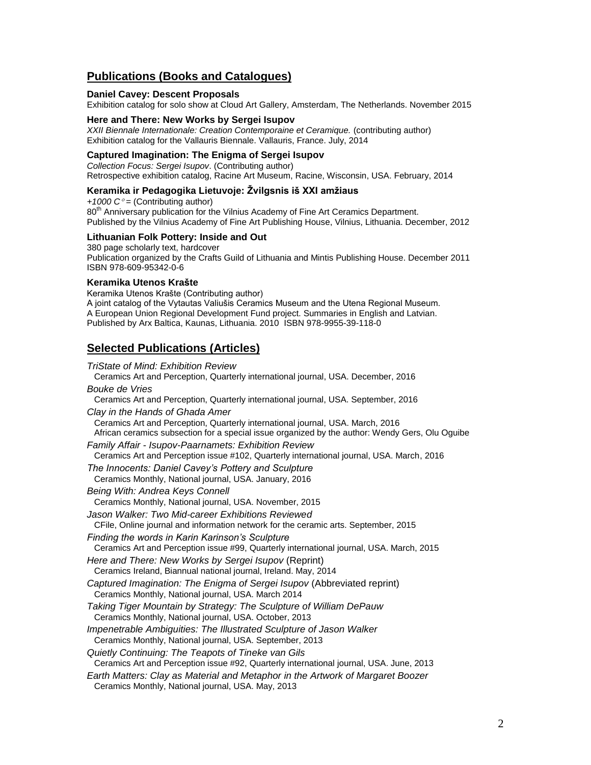## Publications (Books and Catalogues)

**Daniel Cavey: Descent Proposals**
Exhibition catalog for solo show at Cloud Art Gallery, Amsterdam, The Netherlands. November 2015

**Here and There: New Works by Sergei Isupov**
*XXII Biennale Internationale: Creation Contemporaine et Ceramique.* (contributing author)
Exhibition catalog for the Vallauris Biennale. Vallauris, France. July, 2014

**Captured Imagination: The Enigma of Sergei Isupov**
*Collection Focus: Sergei Isupov*. (Contributing author)
Retrospective exhibition catalog, Racine Art Museum, Racine, Wisconsin, USA. February, 2014

**Keramika ir Pedagogika Lietuvoje: Žvilgsnis iš XXI amžiaus**
*+1000 C° =* (Contributing author)
80th Anniversary publication for the Vilnius Academy of Fine Art Ceramics Department.
Published by the Vilnius Academy of Fine Art Publishing House, Vilnius, Lithuania. December, 2012

**Lithuanian Folk Pottery: Inside and Out**
380 page scholarly text, hardcover
Publication organized by the Crafts Guild of Lithuania and Mintis Publishing House. December 2011
ISBN 978-609-95342-0-6

**Keramika Utenos Krašte**
Keramika Utenos Krašte (Contributing author)
A joint catalog of the Vytautas Valiušis Ceramics Museum and the Utena Regional Museum.
A European Union Regional Development Fund project. Summaries in English and Latvian.
Published by Arx Baltica, Kaunas, Lithuania. 2010 ISBN 978-9955-39-118-0

## Selected Publications (Articles)

*TriState of Mind: Exhibition Review*
Ceramics Art and Perception, Quarterly international journal, USA. December, 2016

*Bouke de Vries*
Ceramics Art and Perception, Quarterly international journal, USA. September, 2016

*Clay in the Hands of Ghada Amer*
Ceramics Art and Perception, Quarterly international journal, USA. March, 2016
African ceramics subsection for a special issue organized by the author: Wendy Gers, Olu Oguibe

*Family Affair - Isupov-Paarnamets: Exhibition Review*
Ceramics Art and Perception issue #102, Quarterly international journal, USA. March, 2016

*The Innocents: Daniel Cavey's Pottery and Sculpture*
Ceramics Monthly, National journal, USA. January, 2016

*Being With: Andrea Keys Connell*
Ceramics Monthly, National journal, USA. November, 2015

*Jason Walker: Two Mid-career Exhibitions Reviewed*
CFile, Online journal and information network for the ceramic arts. September, 2015

*Finding the words in Karin Karinson's Sculpture*
Ceramics Art and Perception issue #99, Quarterly international journal, USA. March, 2015

*Here and There: New Works by Sergei Isupov* (Reprint)
Ceramics Ireland, Biannual national journal, Ireland. May, 2014

*Captured Imagination: The Enigma of Sergei Isupov* (Abbreviated reprint)
Ceramics Monthly, National journal, USA. March 2014

*Taking Tiger Mountain by Strategy: The Sculpture of William DePauw*
Ceramics Monthly, National journal, USA. October, 2013

*Impenetrable Ambiguities: The Illustrated Sculpture of Jason Walker*
Ceramics Monthly, National journal, USA. September, 2013

*Quietly Continuing: The Teapots of Tineke van Gils*
Ceramics Art and Perception issue #92, Quarterly international journal, USA. June, 2013

*Earth Matters: Clay as Material and Metaphor in the Artwork of Margaret Boozer*
Ceramics Monthly, National journal, USA. May, 2013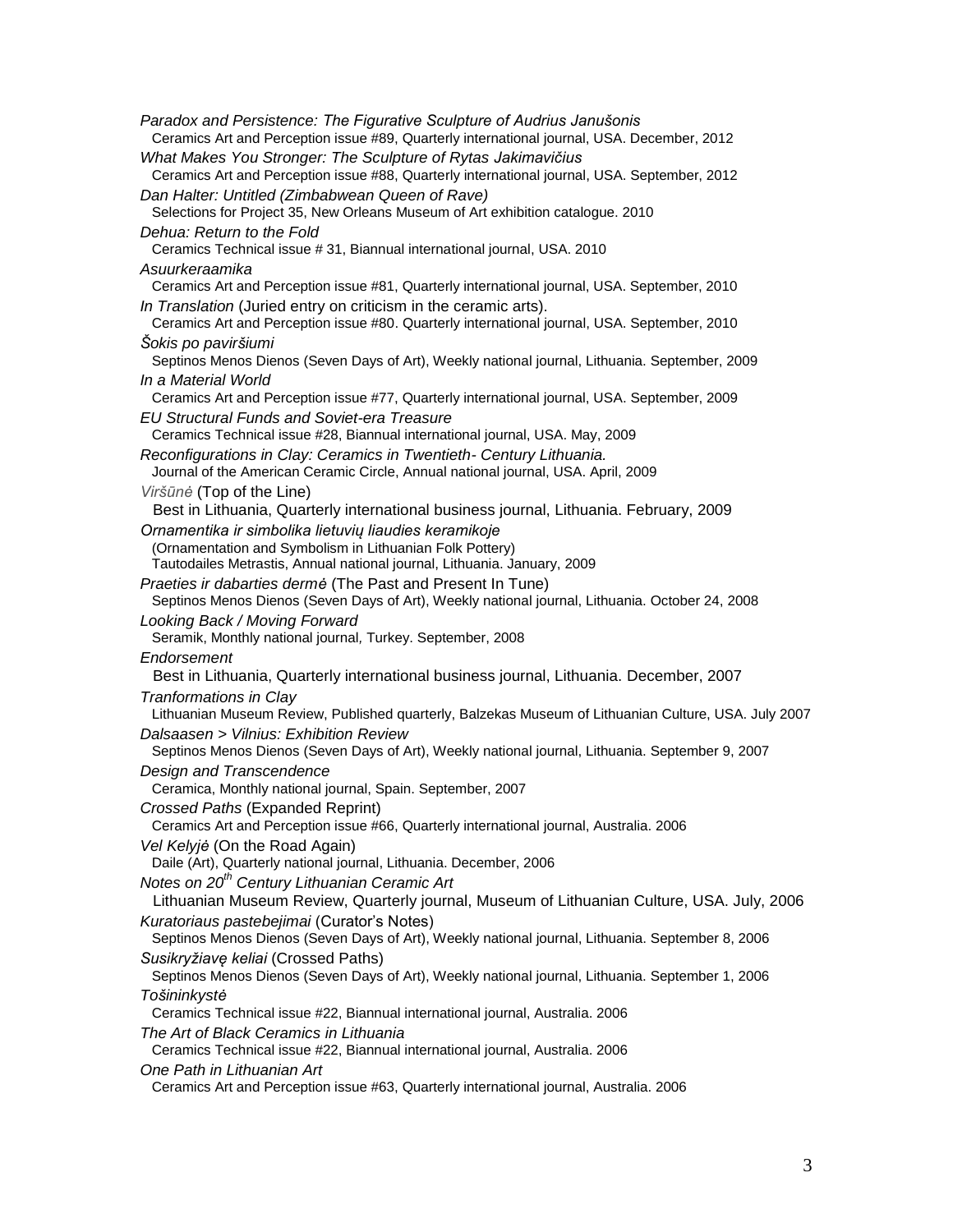*Paradox and Persistence: The Figurative Sculpture of Audrius Janušonis*
Ceramics Art and Perception issue #89, Quarterly international journal, USA. December, 2012

*What Makes You Stronger: The Sculpture of Rytas Jakimavičius*
Ceramics Art and Perception issue #88, Quarterly international journal, USA. September, 2012

*Dan Halter: Untitled (Zimbabwean Queen of Rave)*
Selections for Project 35, New Orleans Museum of Art exhibition catalogue. 2010

*Dehua: Return to the Fold*
Ceramics Technical issue # 31, Biannual international journal, USA. 2010

*Asuurkeraamika*
Ceramics Art and Perception issue #81, Quarterly international journal, USA. September, 2010

*In Translation* (Juried entry on criticism in the ceramic arts).
Ceramics Art and Perception issue #80. Quarterly international journal, USA. September, 2010

*Šokis po paviršiumi*
Septinos Menos Dienos (Seven Days of Art), Weekly national journal, Lithuania. September, 2009

*In a Material World*
Ceramics Art and Perception issue #77, Quarterly international journal, USA. September, 2009

*EU Structural Funds and Soviet-era Treasure*
Ceramics Technical issue #28, Biannual international journal, USA. May, 2009

*Reconfigurations in Clay: Ceramics in Twentieth- Century Lithuania.*
Journal of the American Ceramic Circle, Annual national journal, USA. April, 2009

*Viršūnė* (Top of the Line)
Best in Lithuania, Quarterly international business journal, Lithuania. February, 2009

*Ornamentika ir simbolika lietuvių liaudies keramikoje*
(Ornamentation and Symbolism in Lithuanian Folk Pottery)
Tautodailes Metrastis, Annual national journal, Lithuania. January, 2009

*Praeties ir dabarties dermė* (The Past and Present In Tune)
Septinos Menos Dienos (Seven Days of Art), Weekly national journal, Lithuania. October 24, 2008

*Looking Back / Moving Forward*
Seramik, Monthly national journal, Turkey. September, 2008

*Endorsement*
Best in Lithuania, Quarterly international business journal, Lithuania. December, 2007

*Tranformations in Clay*
Lithuanian Museum Review, Published quarterly, Balzekas Museum of Lithuanian Culture, USA. July 2007

*Dalsaasen > Vilnius: Exhibition Review*
Septinos Menos Dienos (Seven Days of Art), Weekly national journal, Lithuania. September 9, 2007

*Design and Transcendence*
Ceramica, Monthly national journal, Spain. September, 2007

*Crossed Paths* (Expanded Reprint)
Ceramics Art and Perception issue #66, Quarterly international journal, Australia. 2006

*Vel Kelyjė* (On the Road Again)
Daile (Art), Quarterly national journal, Lithuania. December, 2006

*Notes on 20th Century Lithuanian Ceramic Art*
Lithuanian Museum Review, Quarterly journal, Museum of Lithuanian Culture, USA. July, 2006

*Kuratoriaus pastebejimai* (Curator's Notes)
Septinos Menos Dienos (Seven Days of Art), Weekly national journal, Lithuania. September 8, 2006

*Susikryžiavę keliai* (Crossed Paths)
Septinos Menos Dienos (Seven Days of Art), Weekly national journal, Lithuania. September 1, 2006

*Tošininkystė*
Ceramics Technical issue #22, Biannual international journal, Australia. 2006

*The Art of Black Ceramics in Lithuania*
Ceramics Technical issue #22, Biannual international journal, Australia. 2006

*One Path in Lithuanian Art*
Ceramics Art and Perception issue #63, Quarterly international journal, Australia. 2006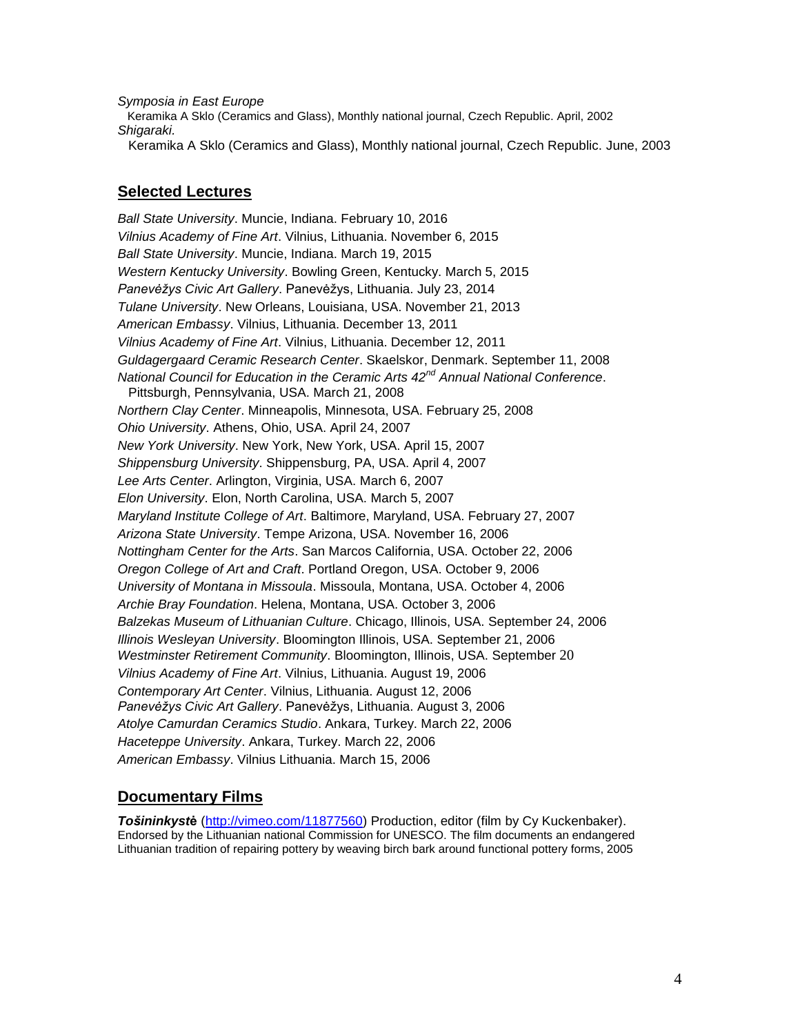*Symposia in East Europe*

Keramika A Sklo (Ceramics and Glass), Monthly national journal, Czech Republic. April, 2002

*Shigaraki*.

Keramika A Sklo (Ceramics and Glass), Monthly national journal, Czech Republic. June, 2003

## Selected Lectures

*Ball State University*. Muncie, Indiana. February 10, 2016
*Vilnius Academy of Fine Art*. Vilnius, Lithuania. November 6, 2015
*Ball State University*. Muncie, Indiana. March 19, 2015
*Western Kentucky University*. Bowling Green, Kentucky. March 5, 2015
*Panevėžys Civic Art Gallery*. Panevėžys, Lithuania. July 23, 2014
*Tulane University*. New Orleans, Louisiana, USA. November 21, 2013
*American Embassy*. Vilnius, Lithuania. December 13, 2011
*Vilnius Academy of Fine Art*. Vilnius, Lithuania. December 12, 2011
*Guldagergaard Ceramic Research Center*. Skaelskor, Denmark. September 11, 2008
*National Council for Education in the Ceramic Arts 42nd Annual National Conference*. Pittsburgh, Pennsylvania, USA. March 21, 2008
*Northern Clay Center*. Minneapolis, Minnesota, USA. February 25, 2008
*Ohio University*. Athens, Ohio, USA. April 24, 2007
*New York University*. New York, New York, USA. April 15, 2007
*Shippensburg University*. Shippensburg, PA, USA. April 4, 2007
*Lee Arts Center*. Arlington, Virginia, USA. March 6, 2007
*Elon University*. Elon, North Carolina, USA. March 5, 2007
*Maryland Institute College of Art*. Baltimore, Maryland, USA. February 27, 2007
*Arizona State University*. Tempe Arizona, USA. November 16, 2006
*Nottingham Center for the Arts*. San Marcos California, USA. October 22, 2006
*Oregon College of Art and Craft*. Portland Oregon, USA. October 9, 2006
*University of Montana in Missoula*. Missoula, Montana, USA. October 4, 2006
*Archie Bray Foundation*. Helena, Montana, USA. October 3, 2006
*Balzekas Museum of Lithuanian Culture*. Chicago, Illinois, USA. September 24, 2006
*Illinois Wesleyan University*. Bloomington Illinois, USA. September 21, 2006
*Westminster Retirement Community*. Bloomington, Illinois, USA. September 20
*Vilnius Academy of Fine Art*. Vilnius, Lithuania. August 19, 2006
*Contemporary Art Center*. Vilnius, Lithuania. August 12, 2006
*Panevėžys Civic Art Gallery*. Panevėžys, Lithuania. August 3, 2006
*Atolye Camurdan Ceramics Studio*. Ankara, Turkey. March 22, 2006
*Haceteppe University*. Ankara, Turkey. March 22, 2006
*American Embassy*. Vilnius Lithuania. March 15, 2006

## Documentary Films

***Tošininkystė*** (http://vimeo.com/11877560) Production, editor (film by Cy Kuckenbaker). Endorsed by the Lithuanian national Commission for UNESCO. The film documents an endangered Lithuanian tradition of repairing pottery by weaving birch bark around functional pottery forms, 2005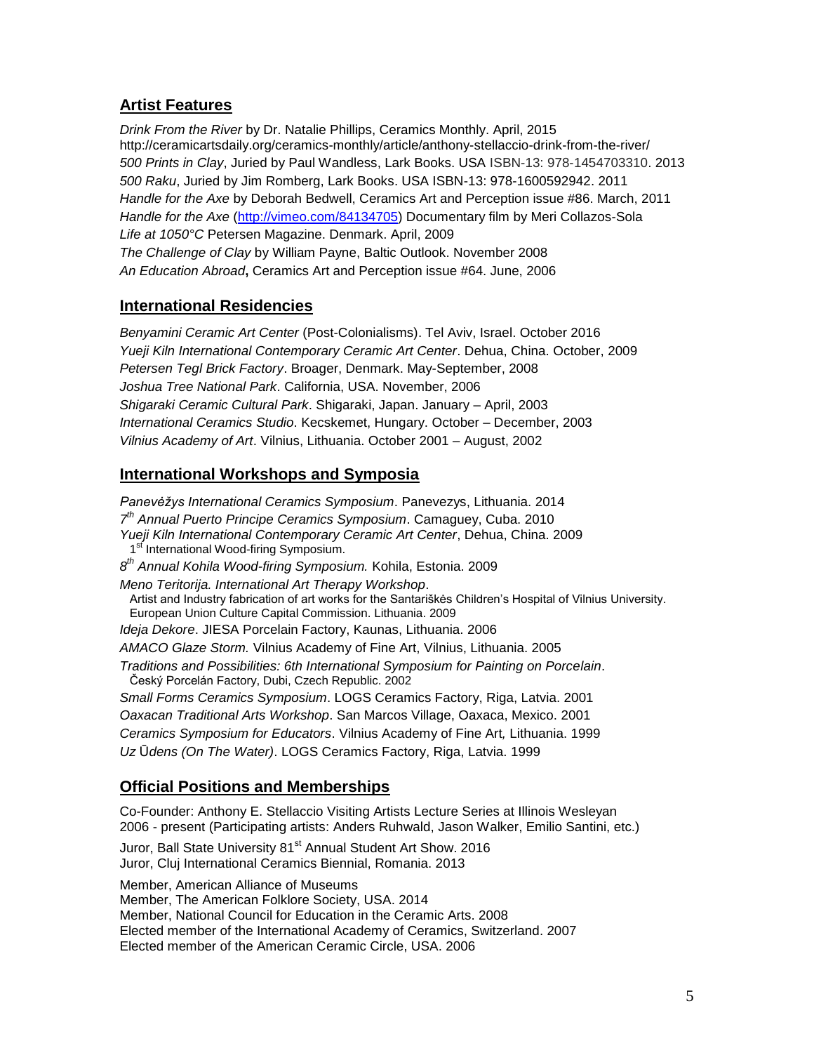## Artist Features

*Drink From the River* by Dr. Natalie Phillips, Ceramics Monthly. April, 2015
http://ceramicartsdaily.org/ceramics-monthly/article/anthony-stellaccio-drink-from-the-river/
*500 Prints in Clay*, Juried by Paul Wandless, Lark Books. USA ISBN-13: 978-1454703310. 2013
*500 Raku*, Juried by Jim Romberg, Lark Books. USA ISBN-13: 978-1600592942. 2011
*Handle for the Axe* by Deborah Bedwell, Ceramics Art and Perception issue #86. March, 2011
*Handle for the Axe* (http://vimeo.com/84134705) Documentary film by Meri Collazos-Sola
*Life at 1050°C* Petersen Magazine. Denmark. April, 2009
*The Challenge of Clay* by William Payne, Baltic Outlook. November 2008
*An Education Abroad*, Ceramics Art and Perception issue #64. June, 2006

## International Residencies

*Benyamini Ceramic Art Center* (Post-Colonialisms). Tel Aviv, Israel. October 2016
*Yueji Kiln International Contemporary Ceramic Art Center*. Dehua, China. October, 2009
*Petersen Tegl Brick Factory*. Broager, Denmark. May-September, 2008
*Joshua Tree National Park*. California, USA. November, 2006
*Shigaraki Ceramic Cultural Park*. Shigaraki, Japan. January – April, 2003
*International Ceramics Studio*. Kecskemet, Hungary. October – December, 2003
*Vilnius Academy of Art*. Vilnius, Lithuania. October 2001 – August, 2002

## International Workshops and Symposia

*Panevėžys International Ceramics Symposium*. Panevezys, Lithuania. 2014
*7th Annual Puerto Principe Ceramics Symposium*. Camaguey, Cuba. 2010
*Yueji Kiln International Contemporary Ceramic Art Center*, Dehua, China. 2009
1st International Wood-firing Symposium.
*8th Annual Kohila Wood-firing Symposium.* Kohila, Estonia. 2009
*Meno Teritorija. International Art Therapy Workshop*.
Artist and Industry fabrication of art works for the Santariškės Children's Hospital of Vilnius University. European Union Culture Capital Commission. Lithuania. 2009
*Ideja Dekore*. JIESA Porcelain Factory, Kaunas, Lithuania. 2006
*AMACO Glaze Storm.* Vilnius Academy of Fine Art, Vilnius, Lithuania. 2005
*Traditions and Possibilities: 6th International Symposium for Painting on Porcelain*.
Český Porcelán Factory, Dubi, Czech Republic. 2002
*Small Forms Ceramics Symposium*. LOGS Ceramics Factory, Riga, Latvia. 2001
*Oaxacan Traditional Arts Workshop*. San Marcos Village, Oaxaca, Mexico. 2001
*Ceramics Symposium for Educators*. Vilnius Academy of Fine Art, Lithuania. 1999
*Uz Ūdens (On The Water)*. LOGS Ceramics Factory, Riga, Latvia. 1999

## Official Positions and Memberships

Co-Founder: Anthony E. Stellaccio Visiting Artists Lecture Series at Illinois Wesleyan
2006 - present (Participating artists: Anders Ruhwald, Jason Walker, Emilio Santini, etc.)

Juror, Ball State University 81st Annual Student Art Show. 2016
Juror, Cluj International Ceramics Biennial, Romania. 2013

Member, American Alliance of Museums
Member, The American Folklore Society, USA. 2014
Member, National Council for Education in the Ceramic Arts. 2008
Elected member of the International Academy of Ceramics, Switzerland. 2007
Elected member of the American Ceramic Circle, USA. 2006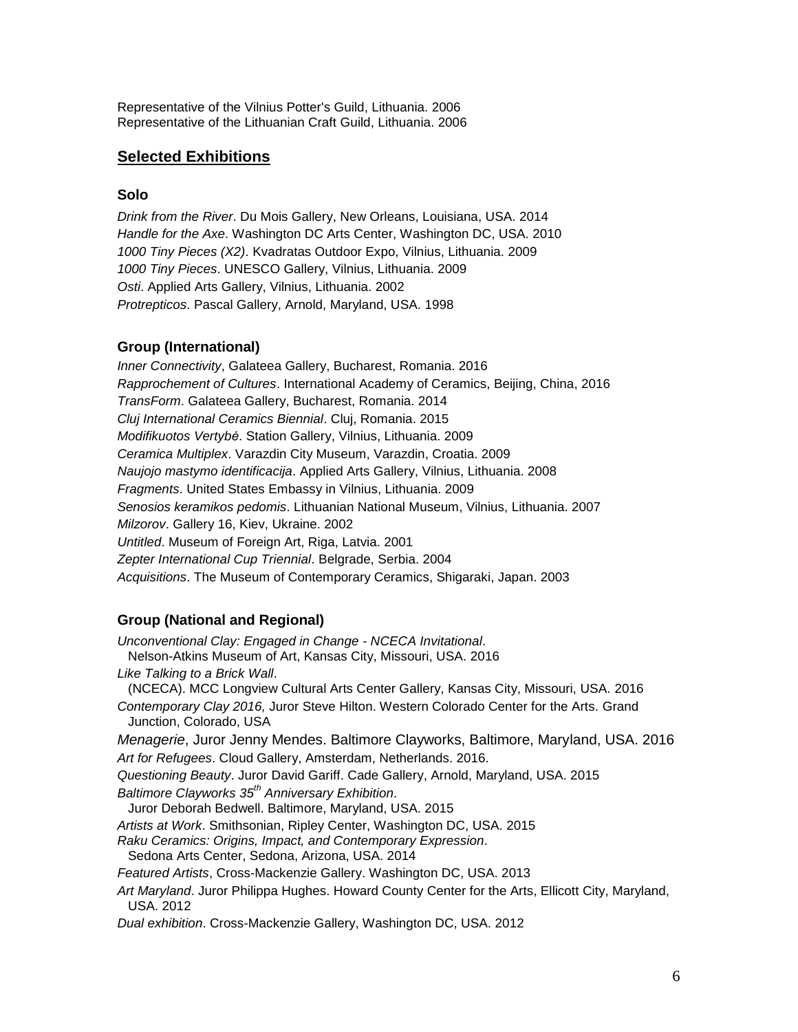Representative of the Vilnius Potter's Guild, Lithuania. 2006
Representative of the Lithuanian Craft Guild, Lithuania. 2006

## Selected Exhibitions

### Solo

*Drink from the River*. Du Mois Gallery, New Orleans, Louisiana, USA. 2014
*Handle for the Axe*. Washington DC Arts Center, Washington DC, USA. 2010
*1000 Tiny Pieces (X2)*. Kvadratas Outdoor Expo, Vilnius, Lithuania. 2009
*1000 Tiny Pieces*. UNESCO Gallery, Vilnius, Lithuania. 2009
*Osti*. Applied Arts Gallery, Vilnius, Lithuania. 2002
*Protrepticos*. Pascal Gallery, Arnold, Maryland, USA. 1998

### Group (International)

*Inner Connectivity*, Galateea Gallery, Bucharest, Romania. 2016
*Rapprochement of Cultures*. International Academy of Ceramics, Beijing, China, 2016
*TransForm*. Galateea Gallery, Bucharest, Romania. 2014
*Cluj International Ceramics Biennial*. Cluj, Romania. 2015
*Modifikuotos Vertybė*. Station Gallery, Vilnius, Lithuania. 2009
*Ceramica Multiplex*. Varazdin City Museum, Varazdin, Croatia. 2009
*Naujojo mastymo identificacija*. Applied Arts Gallery, Vilnius, Lithuania. 2008
*Fragments*. United States Embassy in Vilnius, Lithuania. 2009
*Senosios keramikos pedomis*. Lithuanian National Museum, Vilnius, Lithuania. 2007
*Milzorov*. Gallery 16, Kiev, Ukraine. 2002
*Untitled*. Museum of Foreign Art, Riga, Latvia. 2001
*Zepter International Cup Triennial*. Belgrade, Serbia. 2004
*Acquisitions*. The Museum of Contemporary Ceramics, Shigaraki, Japan. 2003

### Group (National and Regional)

*Unconventional Clay: Engaged in Change - NCECA Invitational*.
Nelson-Atkins Museum of Art, Kansas City, Missouri, USA. 2016
*Like Talking to a Brick Wall*.
(NCECA). MCC Longview Cultural Arts Center Gallery, Kansas City, Missouri, USA. 2016
*Contemporary Clay 2016,* Juror Steve Hilton. Western Colorado Center for the Arts. Grand Junction, Colorado, USA
*Menagerie*, Juror Jenny Mendes. Baltimore Clayworks, Baltimore, Maryland, USA. 2016
*Art for Refugees*. Cloud Gallery, Amsterdam, Netherlands. 2016.
*Questioning Beauty*. Juror David Gariff. Cade Gallery, Arnold, Maryland, USA. 2015
*Baltimore Clayworks 35th Anniversary Exhibition*.
Juror Deborah Bedwell. Baltimore, Maryland, USA. 2015
*Artists at Work*. Smithsonian, Ripley Center, Washington DC, USA. 2015
*Raku Ceramics: Origins, Impact, and Contemporary Expression*.
Sedona Arts Center, Sedona, Arizona, USA. 2014
*Featured Artists*, Cross-Mackenzie Gallery. Washington DC, USA. 2013
*Art Maryland*. Juror Philippa Hughes. Howard County Center for the Arts, Ellicott City, Maryland, USA. 2012
*Dual exhibition*. Cross-Mackenzie Gallery, Washington DC, USA. 2012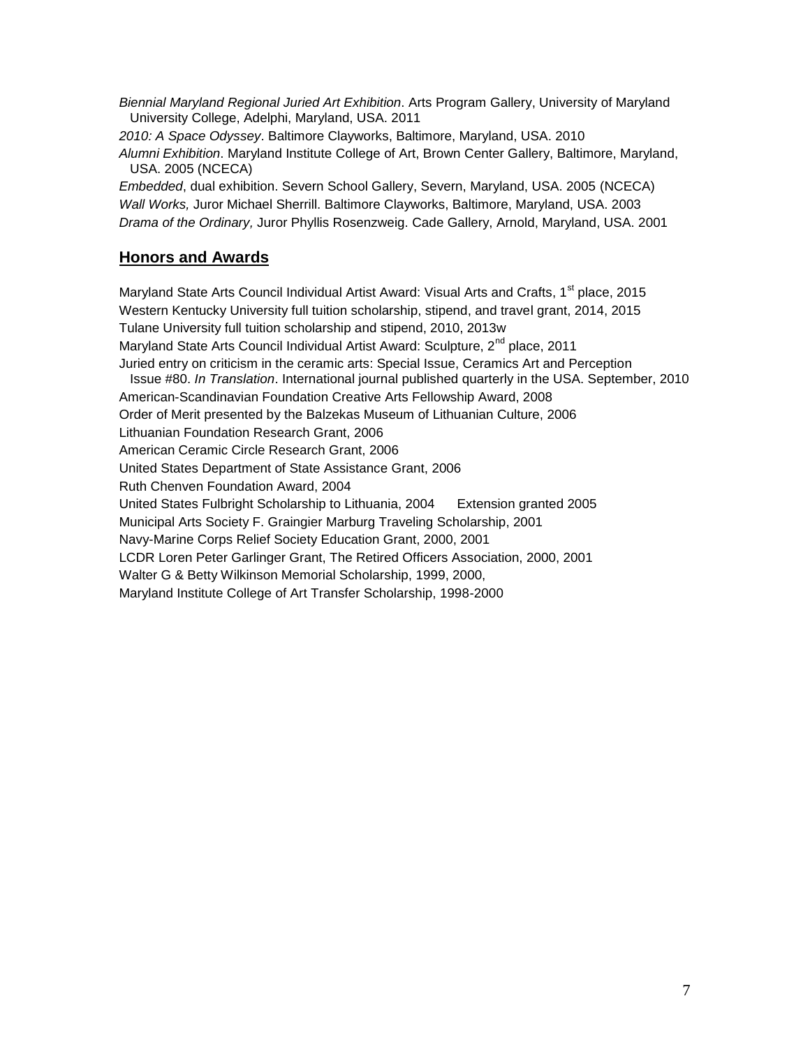*Biennial Maryland Regional Juried Art Exhibition*. Arts Program Gallery, University of Maryland University College, Adelphi, Maryland, USA. 2011

*2010: A Space Odyssey*. Baltimore Clayworks, Baltimore, Maryland, USA. 2010

*Alumni Exhibition*. Maryland Institute College of Art, Brown Center Gallery, Baltimore, Maryland, USA. 2005 (NCECA)

*Embedded*, dual exhibition. Severn School Gallery, Severn, Maryland, USA. 2005 (NCECA)

*Wall Works,* Juror Michael Sherrill. Baltimore Clayworks, Baltimore, Maryland, USA. 2003

*Drama of the Ordinary,* Juror Phyllis Rosenzweig. Cade Gallery, Arnold, Maryland, USA. 2001

## Honors and Awards

Maryland State Arts Council Individual Artist Award: Visual Arts and Crafts, 1st place, 2015

Western Kentucky University full tuition scholarship, stipend, and travel grant, 2014, 2015

Tulane University full tuition scholarship and stipend, 2010, 2013w

Maryland State Arts Council Individual Artist Award: Sculpture, 2nd place, 2011

Juried entry on criticism in the ceramic arts: Special Issue, Ceramics Art and Perception Issue #80. *In Translation*. International journal published quarterly in the USA. September, 2010

American-Scandinavian Foundation Creative Arts Fellowship Award, 2008

Order of Merit presented by the Balzekas Museum of Lithuanian Culture, 2006

Lithuanian Foundation Research Grant, 2006

American Ceramic Circle Research Grant, 2006

United States Department of State Assistance Grant, 2006

Ruth Chenven Foundation Award, 2004

United States Fulbright Scholarship to Lithuania, 2004 Extension granted 2005

Municipal Arts Society F. Graingier Marburg Traveling Scholarship, 2001

Navy-Marine Corps Relief Society Education Grant, 2000, 2001

LCDR Loren Peter Garlinger Grant, The Retired Officers Association, 2000, 2001

Walter G & Betty Wilkinson Memorial Scholarship, 1999, 2000,

Maryland Institute College of Art Transfer Scholarship, 1998-2000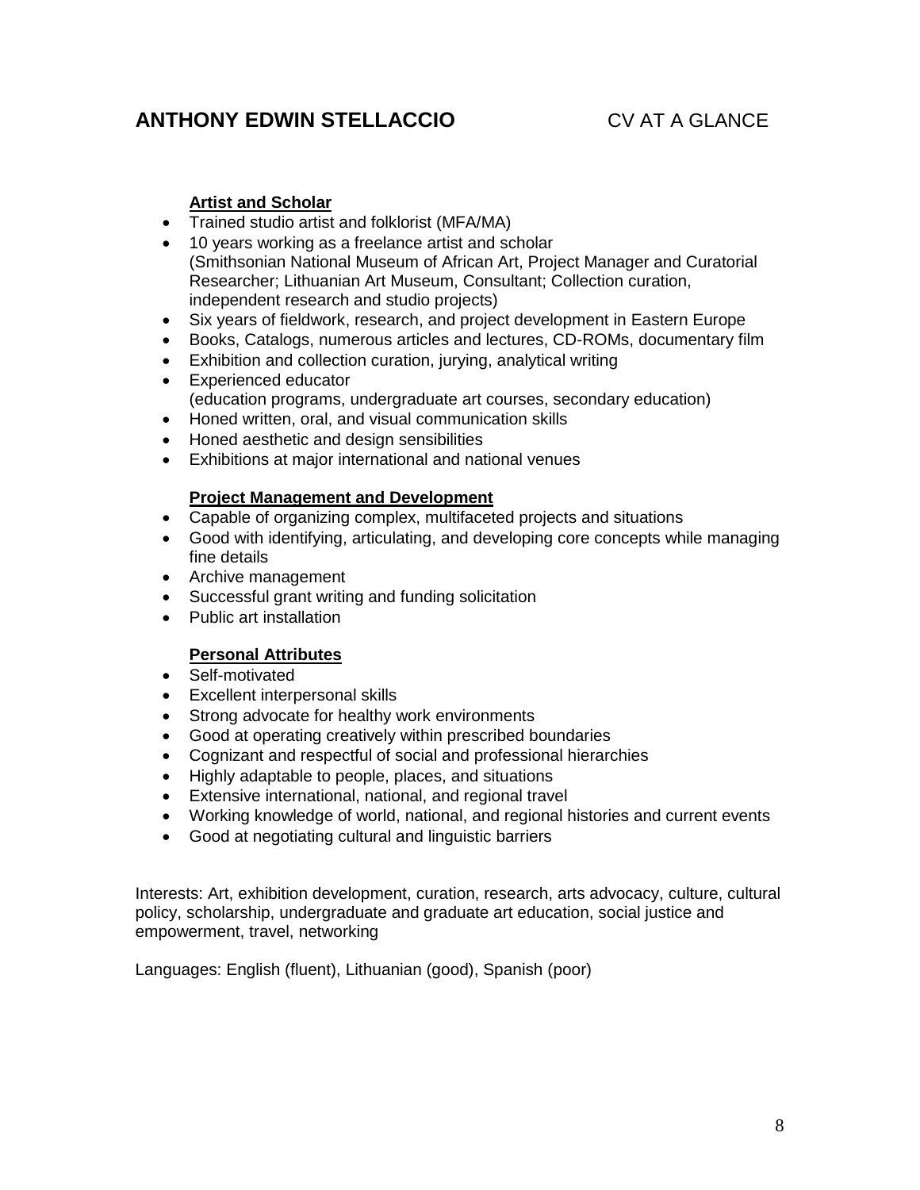# ANTHONY EDWIN STELLACCIO — CV AT A GLANCE

### Artist and Scholar

- Trained studio artist and folklorist (MFA/MA)
- 10 years working as a freelance artist and scholar
  (Smithsonian National Museum of African Art, Project Manager and Curatorial Researcher; Lithuanian Art Museum, Consultant; Collection curation, independent research and studio projects)
- Six years of fieldwork, research, and project development in Eastern Europe
- Books, Catalogs, numerous articles and lectures, CD-ROMs, documentary film
- Exhibition and collection curation, jurying, analytical writing
- Experienced educator
  (education programs, undergraduate art courses, secondary education)
- Honed written, oral, and visual communication skills
- Honed aesthetic and design sensibilities
- Exhibitions at major international and national venues

### Project Management and Development

- Capable of organizing complex, multifaceted projects and situations
- Good with identifying, articulating, and developing core concepts while managing fine details
- Archive management
- Successful grant writing and funding solicitation
- Public art installation

### Personal Attributes

- Self-motivated
- Excellent interpersonal skills
- Strong advocate for healthy work environments
- Good at operating creatively within prescribed boundaries
- Cognizant and respectful of social and professional hierarchies
- Highly adaptable to people, places, and situations
- Extensive international, national, and regional travel
- Working knowledge of world, national, and regional histories and current events
- Good at negotiating cultural and linguistic barriers

Interests: Art, exhibition development, curation, research, arts advocacy, culture, cultural policy, scholarship, undergraduate and graduate art education, social justice and empowerment, travel, networking

Languages: English (fluent), Lithuanian (good), Spanish (poor)